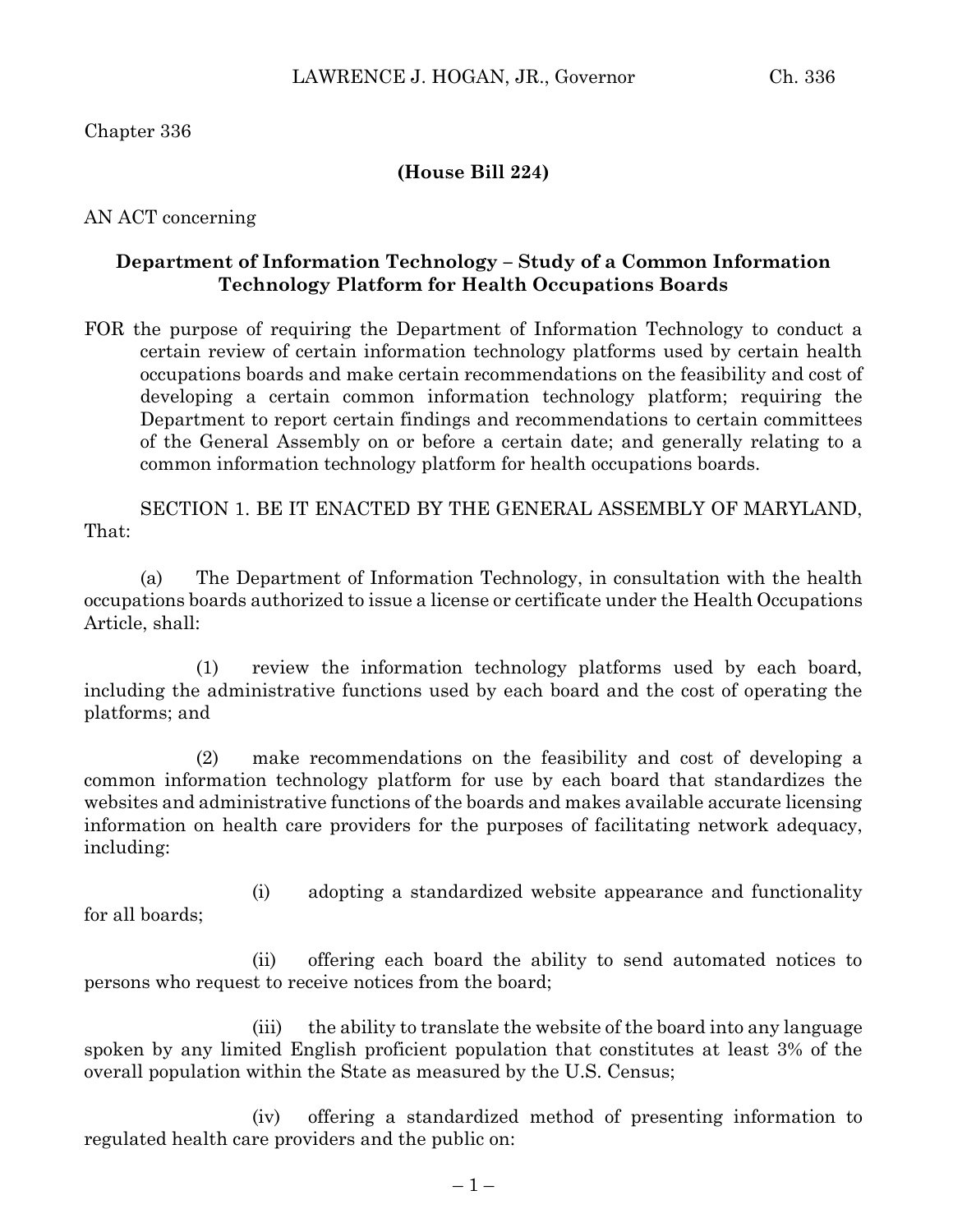Chapter 336

**(House Bill 224)**

AN ACT concerning

**Department of Information Technology – Study of a Common Information Technology Platform for Health Occupations Boards**

FOR the purpose of requiring the Department of Information Technology to conduct a certain review of certain information technology platforms used by certain health occupations boards and make certain recommendations on the feasibility and cost of developing a certain common information technology platform; requiring the Department to report certain findings and recommendations to certain committees of the General Assembly on or before a certain date; and generally relating to a common information technology platform for health occupations boards.

SECTION 1. BE IT ENACTED BY THE GENERAL ASSEMBLY OF MARYLAND, That:

(a) The Department of Information Technology, in consultation with the health occupations boards authorized to issue a license or certificate under the Health Occupations Article, shall:

(1) review the information technology platforms used by each board, including the administrative functions used by each board and the cost of operating the platforms; and

(2) make recommendations on the feasibility and cost of developing a common information technology platform for use by each board that standardizes the websites and administrative functions of the boards and makes available accurate licensing information on health care providers for the purposes of facilitating network adequacy, including:

(i) adopting a standardized website appearance and functionality for all boards;

(ii) offering each board the ability to send automated notices to persons who request to receive notices from the board;

(iii) the ability to translate the website of the board into any language spoken by any limited English proficient population that constitutes at least 3% of the overall population within the State as measured by the U.S. Census;

(iv) offering a standardized method of presenting information to regulated health care providers and the public on: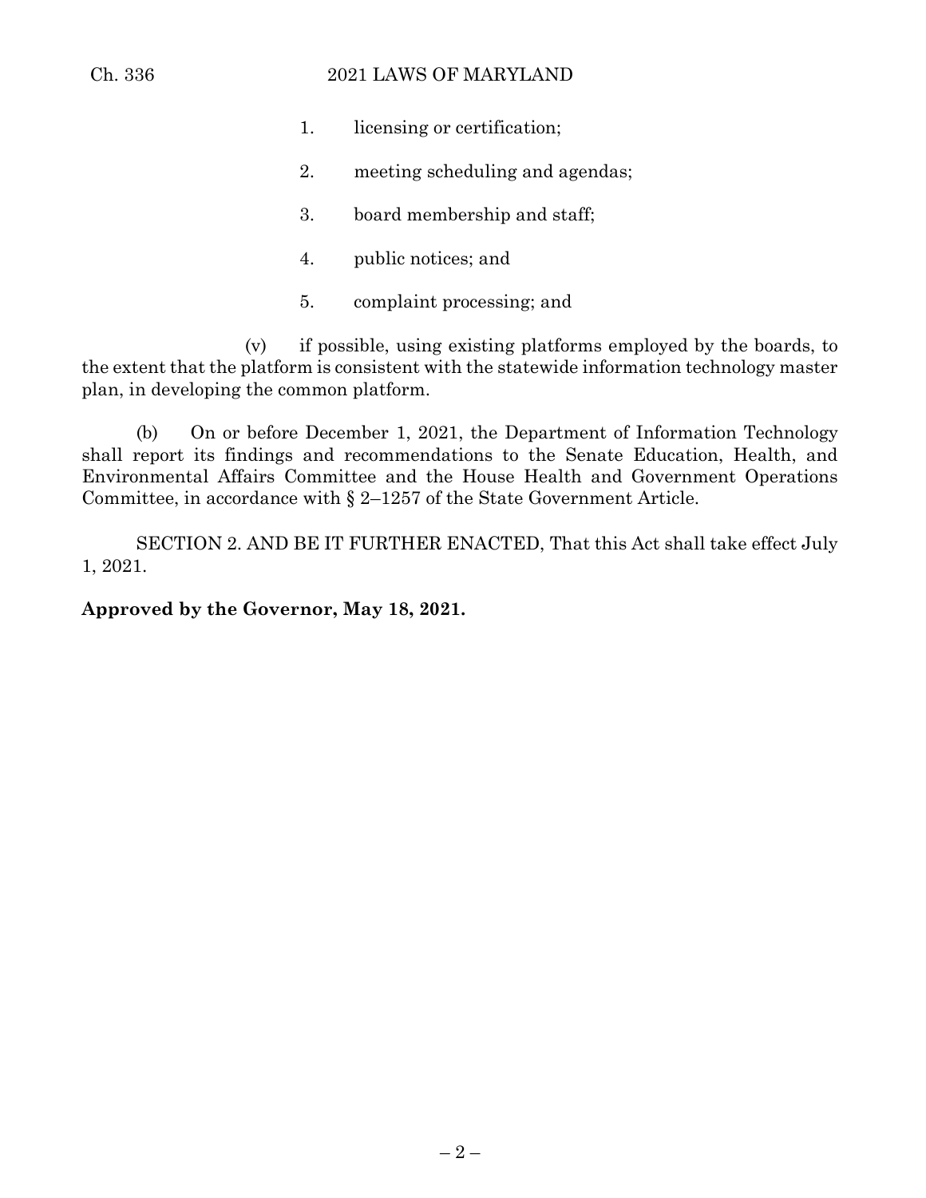1. licensing or certification;

2. meeting scheduling and agendas;

3. board membership and staff;

4. public notices; and

5. complaint processing; and

(v) if possible, using existing platforms employed by the boards, to the extent that the platform is consistent with the statewide information technology master plan, in developing the common platform.

(b) On or before December 1, 2021, the Department of Information Technology shall report its findings and recommendations to the Senate Education, Health, and Environmental Affairs Committee and the House Health and Government Operations Committee, in accordance with § 2–1257 of the State Government Article.

SECTION 2. AND BE IT FURTHER ENACTED, That this Act shall take effect July 1, 2021.

**Approved by the Governor, May 18, 2021.**